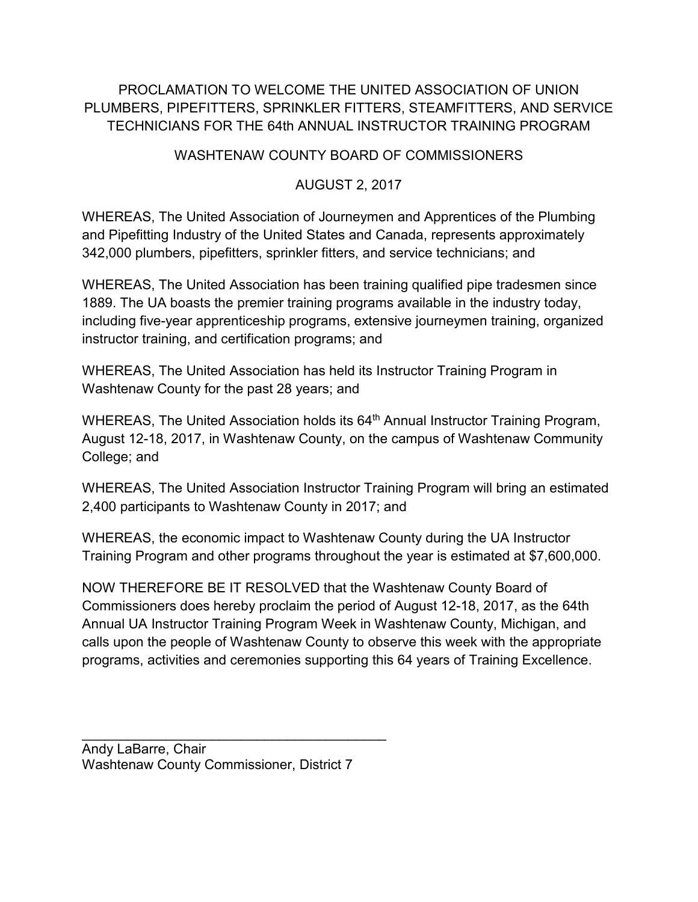# PROCLAMATION TO WELCOME THE UNITED ASSOCIATION OF UNION PLUMBERS, PIPEFITTERS, SPRINKLER FITTERS, STEAMFITTERS, AND SERVICE TECHNICIANS FOR THE 64th ANNUAL INSTRUCTOR TRAINING PROGRAM

## WASHTENAW COUNTY BOARD OF COMMISSIONERS

## AUGUST 2, 2017

WHEREAS, The United Association of Journeymen and Apprentices of the Plumbing and Pipefitting Industry of the United States and Canada, represents approximately 342,000 plumbers, pipefitters, sprinkler fitters, and service technicians; and

WHEREAS, The United Association has been training qualified pipe tradesmen since 1889. The UA boasts the premier training programs available in the industry today, including five-year apprenticeship programs, extensive journeymen training, organized instructor training, and certification programs; and

WHEREAS, The United Association has held its Instructor Training Program in Washtenaw County for the past 28 years; and

WHEREAS, The United Association holds its 64th Annual Instructor Training Program, August 12-18, 2017, in Washtenaw County, on the campus of Washtenaw Community College; and

WHEREAS, The United Association Instructor Training Program will bring an estimated 2,400 participants to Washtenaw County in 2017; and

WHEREAS, the economic impact to Washtenaw County during the UA Instructor Training Program and other programs throughout the year is estimated at $7,600,000.

NOW THEREFORE BE IT RESOLVED that the Washtenaw County Board of Commissioners does hereby proclaim the period of August 12-18, 2017, as the 64th Annual UA Instructor Training Program Week in Washtenaw County, Michigan, and calls upon the people of Washtenaw County to observe this week with the appropriate programs, activities and ceremonies supporting this 64 years of Training Excellence.

\_\_\_\_\_\_\_\_\_\_\_\_\_\_\_\_\_\_\_\_\_\_\_\_\_\_\_\_\_\_\_\_\_\_\_\_\_\_\_\_

Andy LaBarre, Chair
Washtenaw County Commissioner, District 7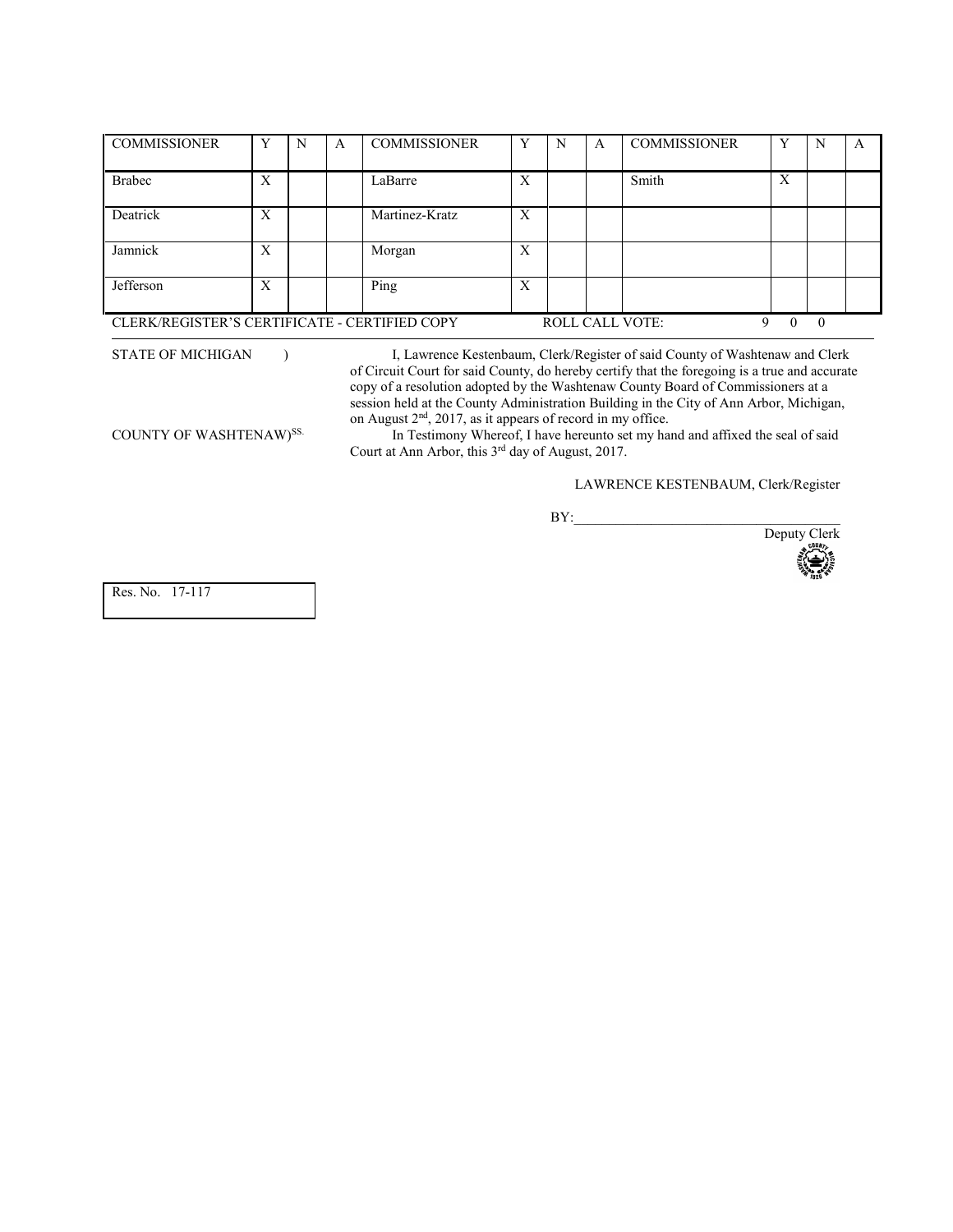| COMMISSIONER | Y | N | A | COMMISSIONER | Y | N | A | COMMISSIONER | Y | N | A |
|---|---|---|---|---|---|---|---|---|---|---|---|
| Brabec | X | | | LaBarre | X | | | Smith | X | | |
| Deatrick | X | | | Martinez-Kratz | X | | | | | | |
| Jamnick | X | | | Morgan | X | | | | | | |
| Jefferson | X | | | Ping | X | | | | | | |

CLERK/REGISTER'S CERTIFICATE - CERTIFIED COPY ROLL CALL VOTE: 9 0 0

STATE OF MICHIGAN )

COUNTY OF WASHTENAW)SS.

I, Lawrence Kestenbaum, Clerk/Register of said County of Washtenaw and Clerk of Circuit Court for said County, do hereby certify that the foregoing is a true and accurate copy of a resolution adopted by the Washtenaw County Board of Commissioners at a session held at the County Administration Building in the City of Ann Arbor, Michigan, on August 2nd, 2017, as it appears of record in my office.

In Testimony Whereof, I have hereunto set my hand and affixed the seal of said Court at Ann Arbor, this 3rd day of August, 2017.

LAWRENCE KESTENBAUM, Clerk/Register

BY:______________________________________

Deputy Clerk

Res. No. 17-117